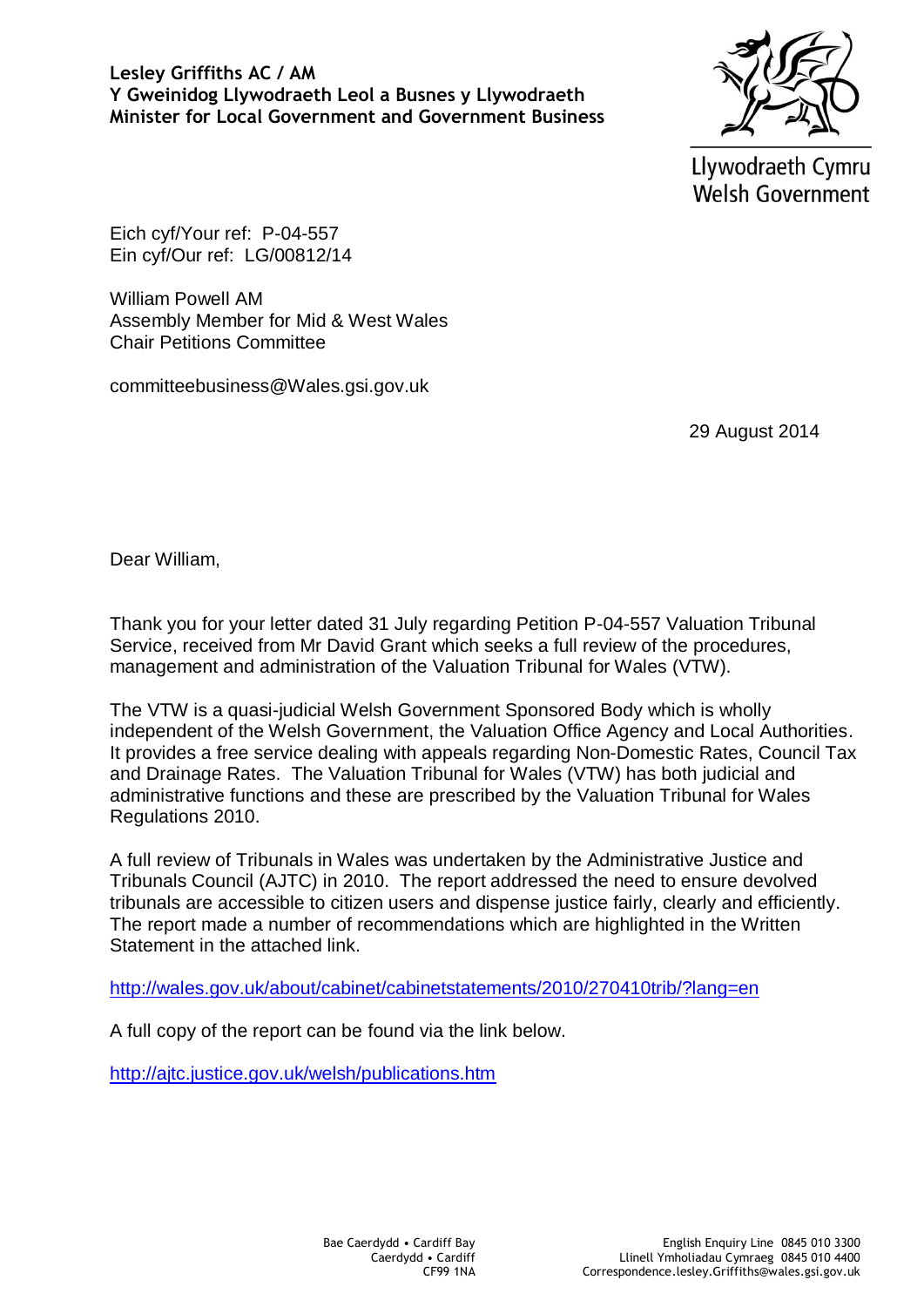**Lesley Griffiths AC / AM**
**Y Gweinidog Llywodraeth Leol a Busnes y Llywodraeth**
**Minister for Local Government and Government Business**

Llywodraeth Cymru
Welsh Government

Eich cyf/Your ref: P-04-557
Ein cyf/Our ref: LG/00812/14

William Powell AM
Assembly Member for Mid & West Wales
Chair Petitions Committee

committeebusiness@Wales.gsi.gov.uk

29 August 2014

Dear William,

Thank you for your letter dated 31 July regarding Petition P-04-557 Valuation Tribunal Service, received from Mr David Grant which seeks a full review of the procedures, management and administration of the Valuation Tribunal for Wales (VTW).

The VTW is a quasi-judicial Welsh Government Sponsored Body which is wholly independent of the Welsh Government, the Valuation Office Agency and Local Authorities. It provides a free service dealing with appeals regarding Non-Domestic Rates, Council Tax and Drainage Rates. The Valuation Tribunal for Wales (VTW) has both judicial and administrative functions and these are prescribed by the Valuation Tribunal for Wales Regulations 2010.

A full review of Tribunals in Wales was undertaken by the Administrative Justice and Tribunals Council (AJTC) in 2010. The report addressed the need to ensure devolved tribunals are accessible to citizen users and dispense justice fairly, clearly and efficiently. The report made a number of recommendations which are highlighted in the Written Statement in the attached link.

http://wales.gov.uk/about/cabinet/cabinetstatements/2010/270410trib/?lang=en

A full copy of the report can be found via the link below.

http://ajtc.justice.gov.uk/welsh/publications.htm

Bae Caerdydd • Cardiff Bay
Caerdydd • Cardiff
CF99 1NA

English Enquiry Line 0845 010 3300
Llinell Ymholiadau Cymraeg 0845 010 4400
Correspondence.lesley.Griffiths@wales.gsi.gov.uk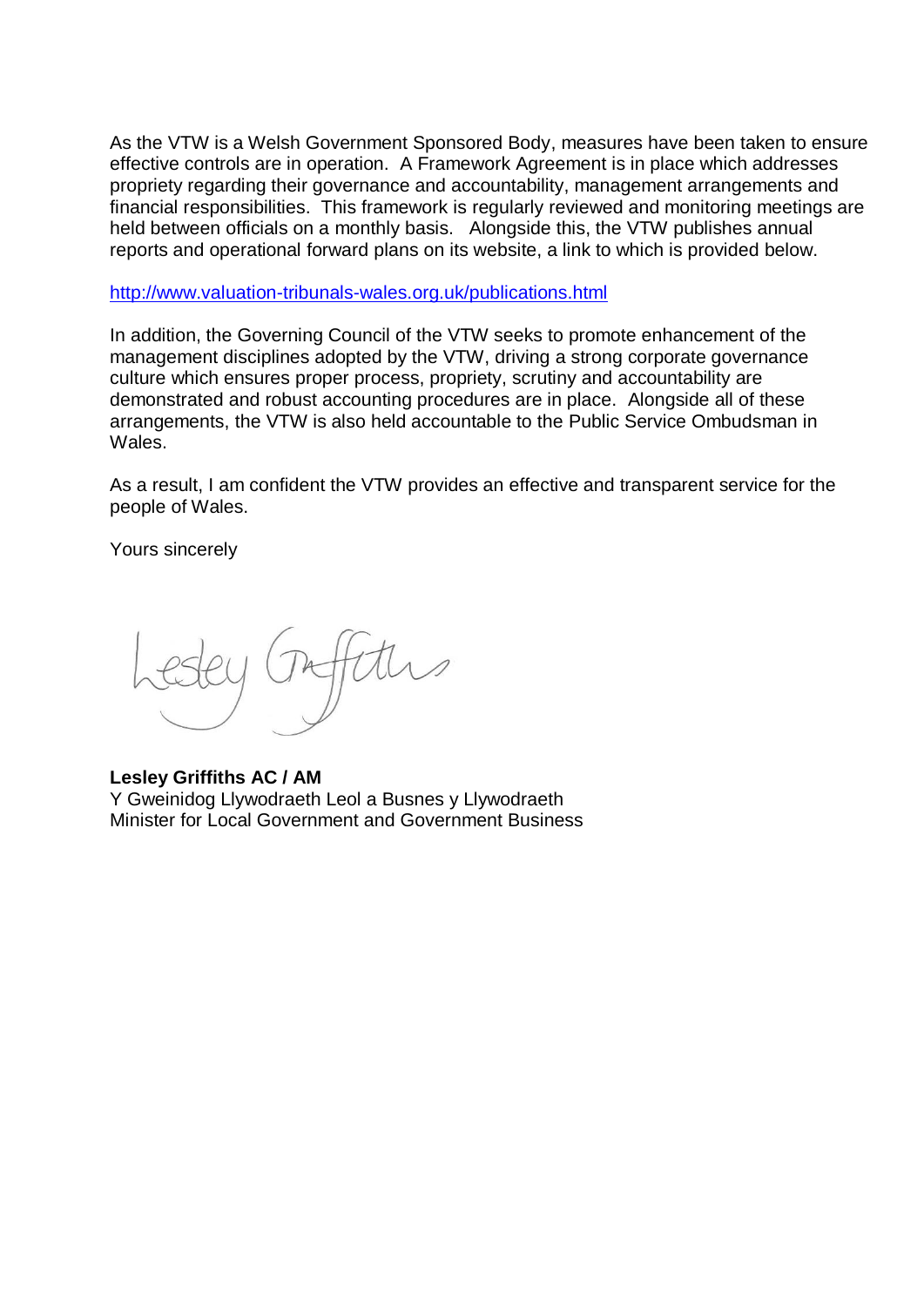As the VTW is a Welsh Government Sponsored Body, measures have been taken to ensure effective controls are in operation. A Framework Agreement is in place which addresses propriety regarding their governance and accountability, management arrangements and financial responsibilities. This framework is regularly reviewed and monitoring meetings are held between officials on a monthly basis. Alongside this, the VTW publishes annual reports and operational forward plans on its website, a link to which is provided below.

http://www.valuation-tribunals-wales.org.uk/publications.html

In addition, the Governing Council of the VTW seeks to promote enhancement of the management disciplines adopted by the VTW, driving a strong corporate governance culture which ensures proper process, propriety, scrutiny and accountability are demonstrated and robust accounting procedures are in place. Alongside all of these arrangements, the VTW is also held accountable to the Public Service Ombudsman in Wales.

As a result, I am confident the VTW provides an effective and transparent service for the people of Wales.

Yours sincerely

Lesley Griffiths

**Lesley Griffiths AC / AM**
Y Gweinidog Llywodraeth Leol a Busnes y Llywodraeth
Minister for Local Government and Government Business